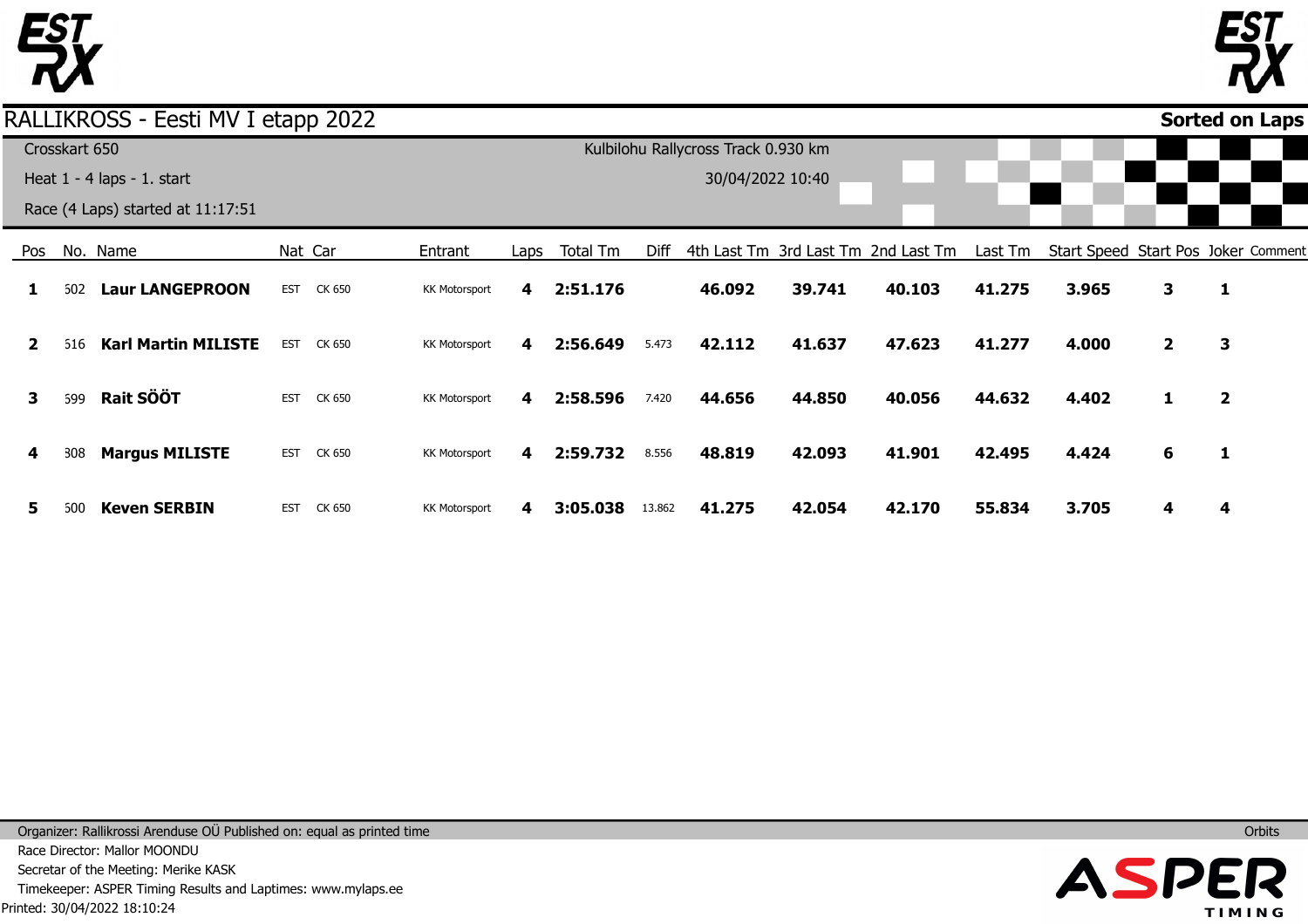# RALLIKROSS - Eesti MV I etapp 2022

**Sorted on Laps**

Crosskart 650

Heat 1 - 4 laps - 1. start

Race (4 Laps) started at 11:17:51

Kulbilohu Rallycross Track 0.930 km

30/04/2022 10:40

| Pos | No. | Name | Nat | Car | Entrant | Laps | Total Tm | Diff | 4th Last Tm | 3rd Last Tm | 2nd Last Tm | Last Tm | Start Speed | Start Pos | Joker | Comment |
|---|---|---|---|---|---|---|---|---|---|---|---|---|---|---|---|---|
| **1** | 502 | **Laur LANGEPROON** | EST | CK 650 | KK Motorsport | **4** | **2:51.176** | | **46.092** | **39.741** | **40.103** | **41.275** | **3.965** | **3** | **1** | |
| **2** | 516 | **Karl Martin MILISTE** | EST | CK 650 | KK Motorsport | **4** | **2:56.649** | 5.473 | **42.112** | **41.637** | **47.623** | **41.277** | **4.000** | **2** | **3** | |
| **3** | 599 | **Rait SÖÖT** | EST | CK 650 | KK Motorsport | **4** | **2:58.596** | 7.420 | **44.656** | **44.850** | **40.056** | **44.632** | **4.402** | **1** | **2** | |
| **4** | 308 | **Margus MILISTE** | EST | CK 650 | KK Motorsport | **4** | **2:59.732** | 8.556 | **48.819** | **42.093** | **41.901** | **42.495** | **4.424** | **6** | **1** | |
| **5** | 500 | **Keven SERBIN** | EST | CK 650 | KK Motorsport | **4** | **3:05.038** | 13.862 | **41.275** | **42.054** | **42.170** | **55.834** | **3.705** | **4** | **4** | |

Organizer: Rallikrossi Arenduse OÜ Published on: equal as printed time

Orbits

Race Director: Mallor MOONDU

Secretar of the Meeting: Merike KASK

Timekeeper: ASPER Timing Results and Laptimes: www.mylaps.ee

Printed: 30/04/2022 18:10:24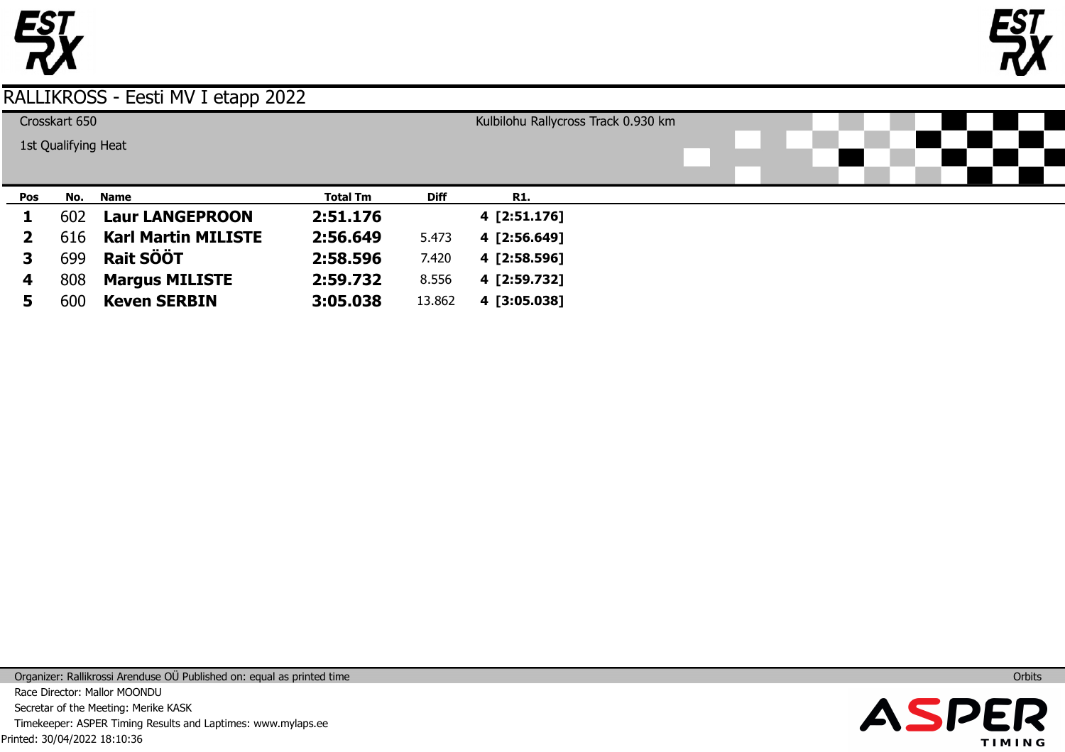# RALLIKROSS - Eesti MV I etapp 2022

Crosskart 650

1st Qualifying Heat

Kulbilohu Rallycross Track 0.930 km

| Pos | No. | Name | Total Tm | Diff | R1. |
|---|---|---|---|---|---|
| **1** | 602 | **Laur LANGEPROON** | **2:51.176** | | **4 [2:51.176]** |
| **2** | 616 | **Karl Martin MILISTE** | **2:56.649** | 5.473 | **4 [2:56.649]** |
| **3** | 699 | **Rait SÖÖT** | **2:58.596** | 7.420 | **4 [2:58.596]** |
| **4** | 808 | **Margus MILISTE** | **2:59.732** | 8.556 | **4 [2:59.732]** |
| **5** | 600 | **Keven SERBIN** | **3:05.038** | 13.862 | **4 [3:05.038]** |

Organizer: Rallikrossi Arenduse OÜ Published on: equal as printed time

Orbits

Race Director: Mallor MOONDU

Secretar of the Meeting: Merike KASK

Timekeeper: ASPER Timing Results and Laptimes: www.mylaps.ee

Printed: 30/04/2022 18:10:36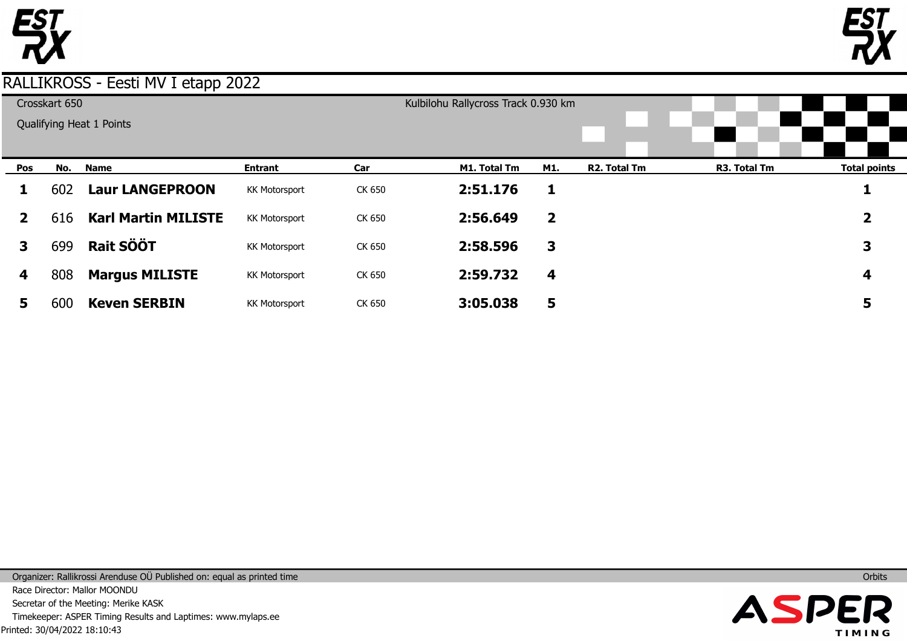# RALLIKROSS - Eesti MV I etapp 2022

Crosskart 650

Qualifying Heat 1 Points

Kulbilohu Rallycross Track 0.930 km

| Pos | No. | Name | Entrant | Car | M1. Total Tm | M1. | R2. Total Tm | R3. Total Tm | Total points |
|---|---|---|---|---|---|---|---|---|---|
| **1** | 602 | **Laur LANGEPROON** | KK Motorsport | CK 650 | **2:51.176** | **1** | | | **1** |
| **2** | 616 | **Karl Martin MILISTE** | KK Motorsport | CK 650 | **2:56.649** | **2** | | | **2** |
| **3** | 699 | **Rait SÖÖT** | KK Motorsport | CK 650 | **2:58.596** | **3** | | | **3** |
| **4** | 808 | **Margus MILISTE** | KK Motorsport | CK 650 | **2:59.732** | **4** | | | **4** |
| **5** | 600 | **Keven SERBIN** | KK Motorsport | CK 650 | **3:05.038** | **5** | | | **5** |

Organizer: Rallikrossi Arenduse OÜ Published on: equal as printed time

Orbits

Race Director: Mallor MOONDU

Secretar of the Meeting: Merike KASK

Timekeeper: ASPER Timing Results and Laptimes: www.mylaps.ee

Printed: 30/04/2022 18:10:43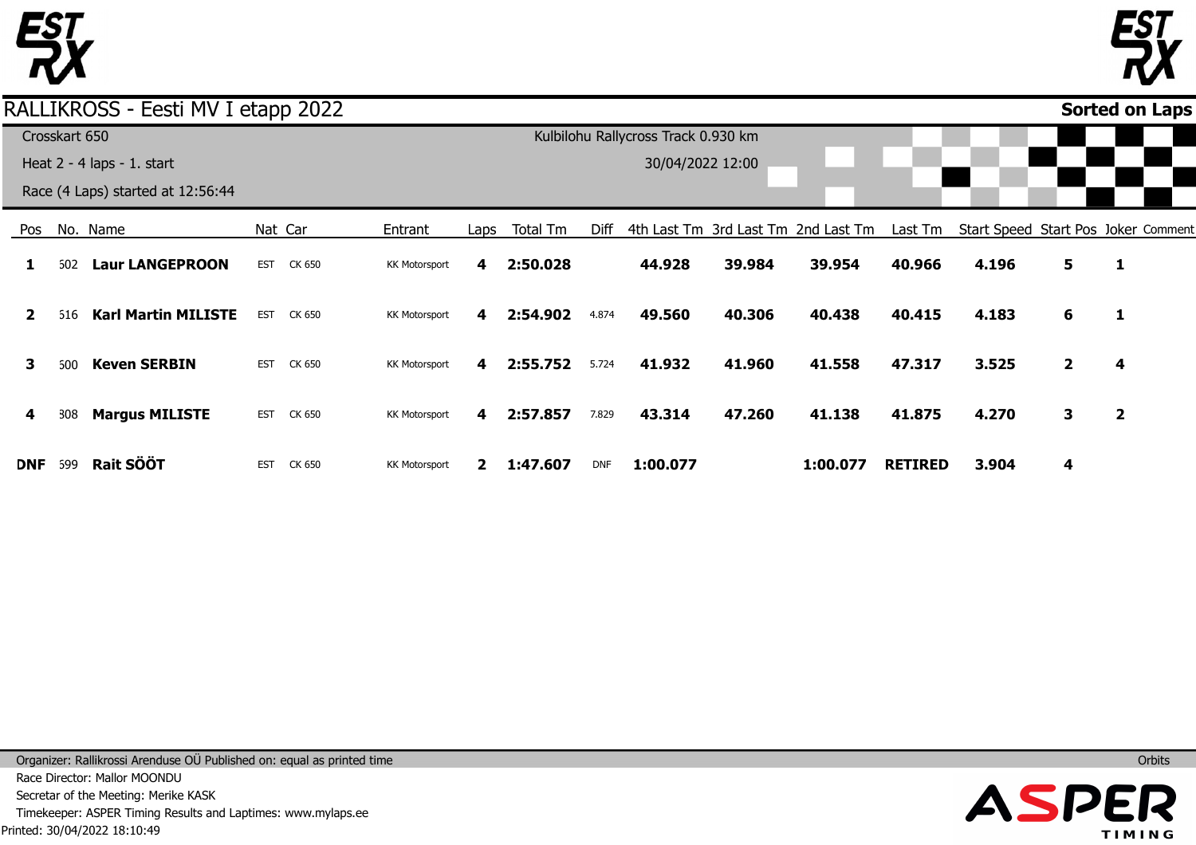# RALLIKROSS - Eesti MV I etapp 2022

**Sorted on Laps**

Crosskart 650

Heat 2 - 4 laps - 1. start

Race (4 Laps) started at 12:56:44

Kulbilohu Rallycross Track 0.930 km

30/04/2022 12:00

| Pos | No. | Name | Nat | Car | Entrant | Laps | Total Tm | Diff | 4th Last Tm | 3rd Last Tm | 2nd Last Tm | Last Tm | Start Speed | Start Pos | Joker | Comment |
|---|---|---|---|---|---|---|---|---|---|---|---|---|---|---|---|---|
| **1** | 502 | **Laur LANGEPROON** | EST | CK 650 | KK Motorsport | **4** | **2:50.028** | | **44.928** | **39.984** | **39.954** | **40.966** | **4.196** | **5** | **1** | |
| **2** | 516 | **Karl Martin MILISTE** | EST | CK 650 | KK Motorsport | **4** | **2:54.902** | 4.874 | **49.560** | **40.306** | **40.438** | **40.415** | **4.183** | **6** | **1** | |
| **3** | 500 | **Keven SERBIN** | EST | CK 650 | KK Motorsport | **4** | **2:55.752** | 5.724 | **41.932** | **41.960** | **41.558** | **47.317** | **3.525** | **2** | **4** | |
| **4** | 308 | **Margus MILISTE** | EST | CK 650 | KK Motorsport | **4** | **2:57.857** | 7.829 | **43.314** | **47.260** | **41.138** | **41.875** | **4.270** | **3** | **2** | |
| **DNF** | 599 | **Rait SÖÖT** | EST | CK 650 | KK Motorsport | **2** | **1:47.607** | DNF | **1:00.077** | | **1:00.077** | **RETIRED** | **3.904** | **4** | | |

Organizer: Rallikrossi Arenduse OÜ Published on: equal as printed time

Orbits

Race Director: Mallor MOONDU

Secretar of the Meeting: Merike KASK

Timekeeper: ASPER Timing Results and Laptimes: www.mylaps.ee

Printed: 30/04/2022 18:10:49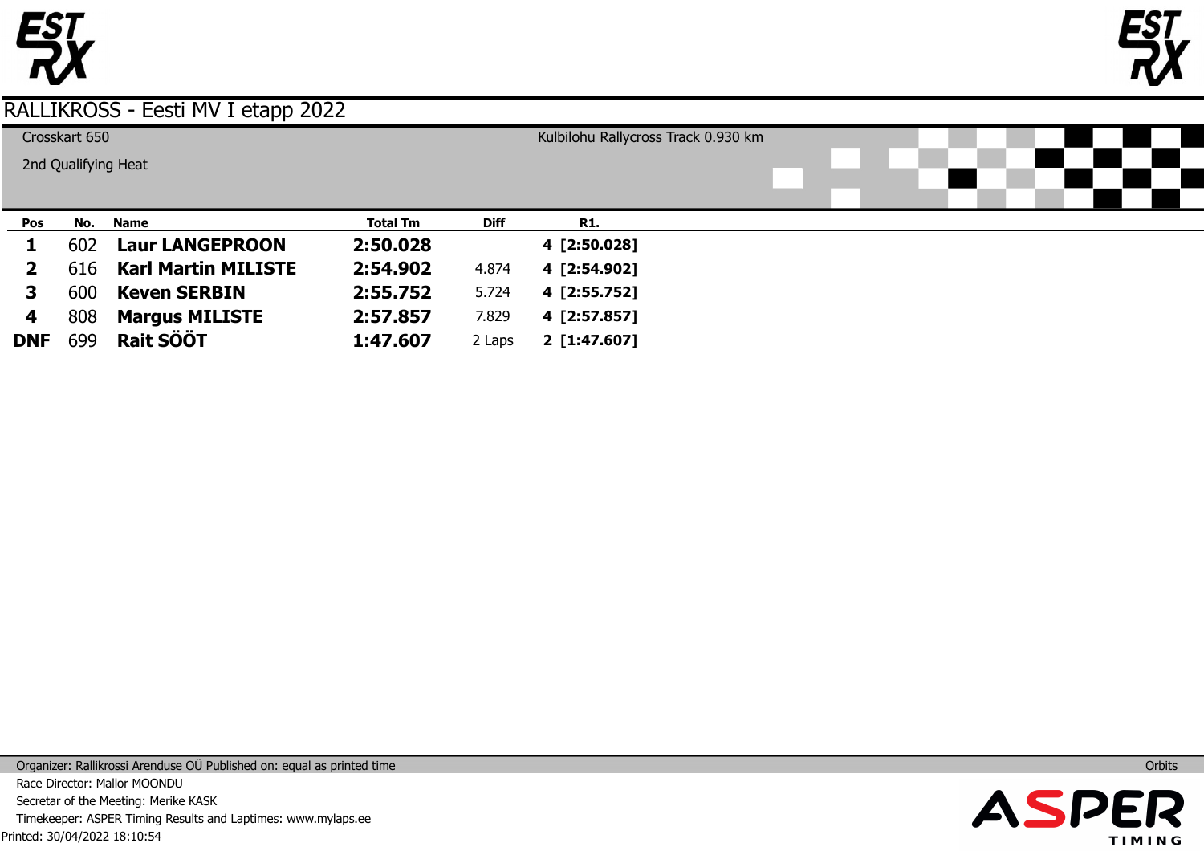# RALLIKROSS - Eesti MV I etapp 2022

Crosskart 650

2nd Qualifying Heat

Kulbilohu Rallycross Track 0.930 km

| Pos | No. | Name | Total Tm | Diff | R1. |
|---|---|---|---|---|---|
| **1** | 602 | **Laur LANGEPROON** | **2:50.028** | | **4 [2:50.028]** |
| **2** | 616 | **Karl Martin MILISTE** | **2:54.902** | 4.874 | **4 [2:54.902]** |
| **3** | 600 | **Keven SERBIN** | **2:55.752** | 5.724 | **4 [2:55.752]** |
| **4** | 808 | **Margus MILISTE** | **2:57.857** | 7.829 | **4 [2:57.857]** |
| **DNF** | 699 | **Rait SÖÖT** | **1:47.607** | 2 Laps | **2 [1:47.607]** |

Organizer: Rallikrossi Arenduse OÜ Published on: equal as printed time

Orbits

Race Director: Mallor MOONDU

Secretar of the Meeting: Merike KASK

Timekeeper: ASPER Timing Results and Laptimes: www.mylaps.ee

Printed: 30/04/2022 18:10:54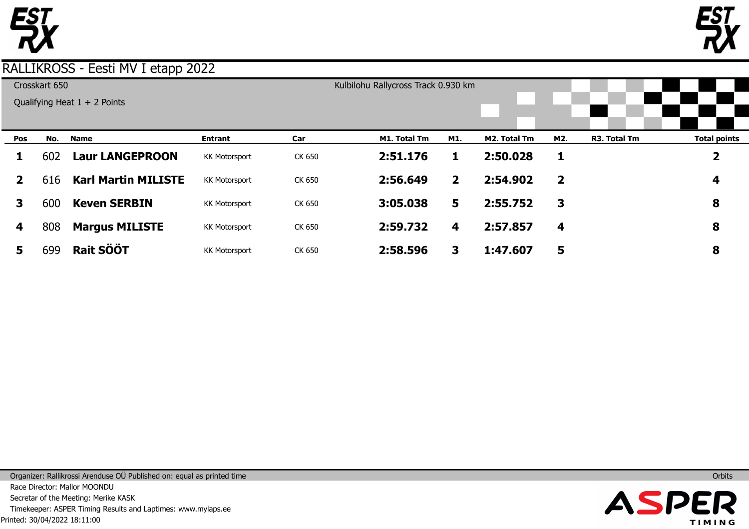# RALLIKROSS - Eesti MV I etapp 2022

Crosskart 650

Qualifying Heat 1 + 2 Points

Kulbilohu Rallycross Track 0.930 km

| Pos | No. | Name | Entrant | Car | M1. Total Tm | M1. | M2. Total Tm | M2. | R3. Total Tm | Total points |
|---|---|---|---|---|---|---|---|---|---|---|
| 1 | 602 | **Laur LANGEPROON** | KK Motorsport | CK 650 | 2:51.176 | 1 | 2:50.028 | 1 | | 2 |
| 2 | 616 | **Karl Martin MILISTE** | KK Motorsport | CK 650 | 2:56.649 | 2 | 2:54.902 | 2 | | 4 |
| 3 | 600 | **Keven SERBIN** | KK Motorsport | CK 650 | 3:05.038 | 5 | 2:55.752 | 3 | | 8 |
| 4 | 808 | **Margus MILISTE** | KK Motorsport | CK 650 | 2:59.732 | 4 | 2:57.857 | 4 | | 8 |
| 5 | 699 | **Rait SÖÖT** | KK Motorsport | CK 650 | 2:58.596 | 3 | 1:47.607 | 5 | | 8 |

Organizer: Rallikrossi Arenduse OÜ Published on: equal as printed time

Orbits

Race Director: Mallor MOONDU

Secretar of the Meeting: Merike KASK

Timekeeper: ASPER Timing Results and Laptimes: www.mylaps.ee

Printed: 30/04/2022 18:11:00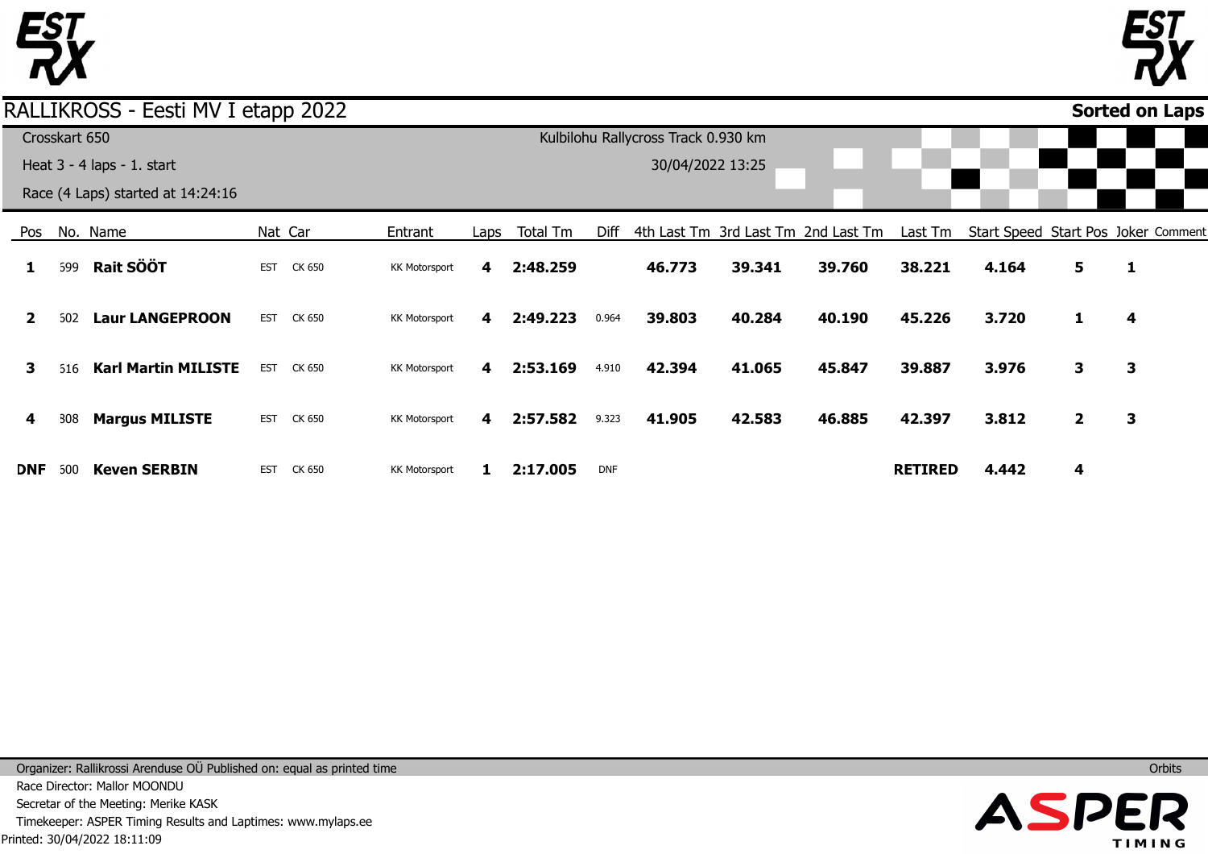# RALLIKROSS - Eesti MV I etapp 2022

**Sorted on Laps**

Crosskart 650

Heat 3 - 4 laps - 1. start

Race (4 Laps) started at 14:24:16

Kulbilohu Rallycross Track 0.930 km

30/04/2022 13:25

| Pos | No. | Name | Nat | Car | Entrant | Laps | Total Tm | Diff | 4th Last Tm | 3rd Last Tm | 2nd Last Tm | Last Tm | Start Speed | Start Pos | Joker | Comment |
|---|---|---|---|---|---|---|---|---|---|---|---|---|---|---|---|---|
| **1** | 599 | **Rait SÖÖT** | EST | CK 650 | KK Motorsport | **4** | **2:48.259** | | **46.773** | **39.341** | **39.760** | **38.221** | **4.164** | **5** | **1** | |
| **2** | 502 | **Laur LANGEPROON** | EST | CK 650 | KK Motorsport | **4** | **2:49.223** | 0.964 | **39.803** | **40.284** | **40.190** | **45.226** | **3.720** | **1** | **4** | |
| **3** | 516 | **Karl Martin MILISTE** | EST | CK 650 | KK Motorsport | **4** | **2:53.169** | 4.910 | **42.394** | **41.065** | **45.847** | **39.887** | **3.976** | **3** | **3** | |
| **4** | 308 | **Margus MILISTE** | EST | CK 650 | KK Motorsport | **4** | **2:57.582** | 9.323 | **41.905** | **42.583** | **46.885** | **42.397** | **3.812** | **2** | **3** | |
| **DNF** | 500 | **Keven SERBIN** | EST | CK 650 | KK Motorsport | **1** | **2:17.005** | DNF | | | | **RETIRED** | **4.442** | **4** | | |

Organizer: Rallikrossi Arenduse OÜ Published on: equal as printed time

Orbits

Race Director: Mallor MOONDU

Secretar of the Meeting: Merike KASK

Timekeeper: ASPER Timing Results and Laptimes: www.mylaps.ee

Printed: 30/04/2022 18:11:09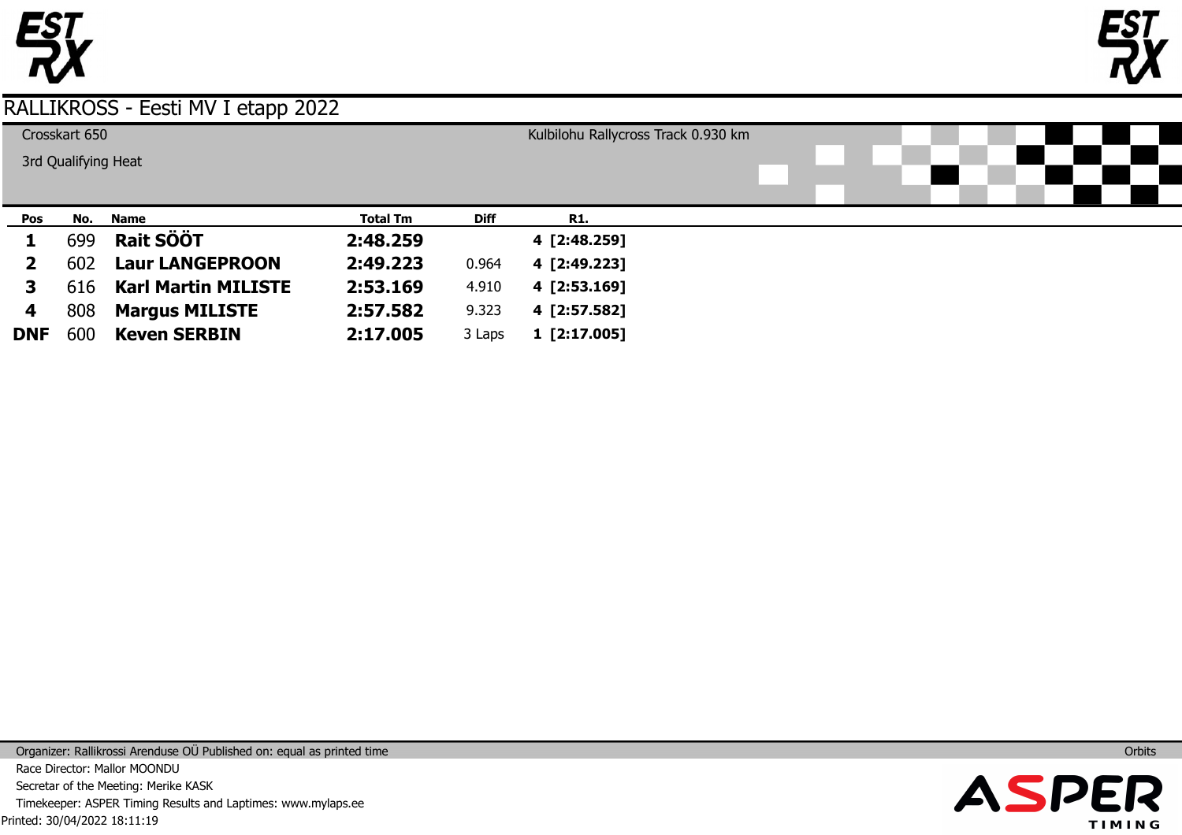# RALLIKROSS - Eesti MV I etapp 2022

Crosskart 650

3rd Qualifying Heat

Kulbilohu Rallycross Track 0.930 km

| Pos | No. | Name | Total Tm | Diff | R1. |
|---|---|---|---|---|---|
| **1** | 699 | **Rait SÖÖT** | **2:48.259** | | **4 [2:48.259]** |
| **2** | 602 | **Laur LANGEPROON** | **2:49.223** | 0.964 | **4 [2:49.223]** |
| **3** | 616 | **Karl Martin MILISTE** | **2:53.169** | 4.910 | **4 [2:53.169]** |
| **4** | 808 | **Margus MILISTE** | **2:57.582** | 9.323 | **4 [2:57.582]** |
| **DNF** | 600 | **Keven SERBIN** | **2:17.005** | 3 Laps | **1 [2:17.005]** |

Organizer: Rallikrossi Arenduse OÜ Published on: equal as printed time

Orbits

Race Director: Mallor MOONDU

Secretar of the Meeting: Merike KASK

Timekeeper: ASPER Timing Results and Laptimes: www.mylaps.ee

Printed: 30/04/2022 18:11:19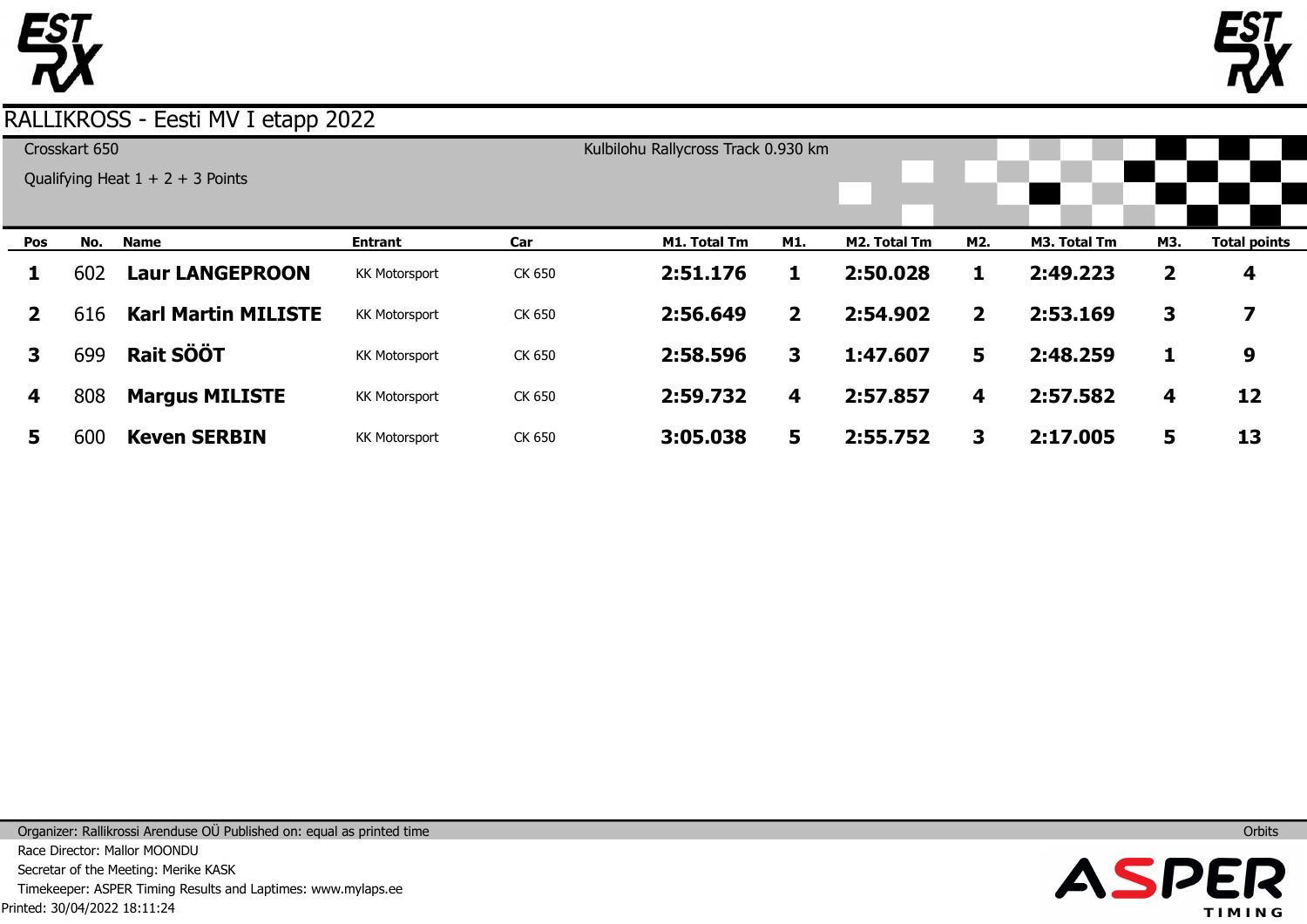# RALLIKROSS - Eesti MV I etapp 2022

Crosskart 650

Kulbilohu Rallycross Track 0.930 km

Qualifying Heat 1 + 2 + 3 Points

| Pos | No. | Name | Entrant | Car | M1. Total Tm | M1. | M2. Total Tm | M2. | M3. Total Tm | M3. | Total points |
|---|---|---|---|---|---|---|---|---|---|---|---|
| **1** | 602 | **Laur LANGEPROON** | KK Motorsport | CK 650 | **2:51.176** | **1** | **2:50.028** | **1** | **2:49.223** | **2** | **4** |
| **2** | 616 | **Karl Martin MILISTE** | KK Motorsport | CK 650 | **2:56.649** | **2** | **2:54.902** | **2** | **2:53.169** | **3** | **7** |
| **3** | 699 | **Rait SÖÖT** | KK Motorsport | CK 650 | **2:58.596** | **3** | **1:47.607** | **5** | **2:48.259** | **1** | **9** |
| **4** | 808 | **Margus MILISTE** | KK Motorsport | CK 650 | **2:59.732** | **4** | **2:57.857** | **4** | **2:57.582** | **4** | **12** |
| **5** | 600 | **Keven SERBIN** | KK Motorsport | CK 650 | **3:05.038** | **5** | **2:55.752** | **3** | **2:17.005** | **5** | **13** |

Organizer: Rallikrossi Arenduse OÜ Published on: equal as printed time

Orbits

Race Director: Mallor MOONDU

Secretar of the Meeting: Merike KASK

Timekeeper: ASPER Timing Results and Laptimes: www.mylaps.ee

Printed: 30/04/2022 18:11:24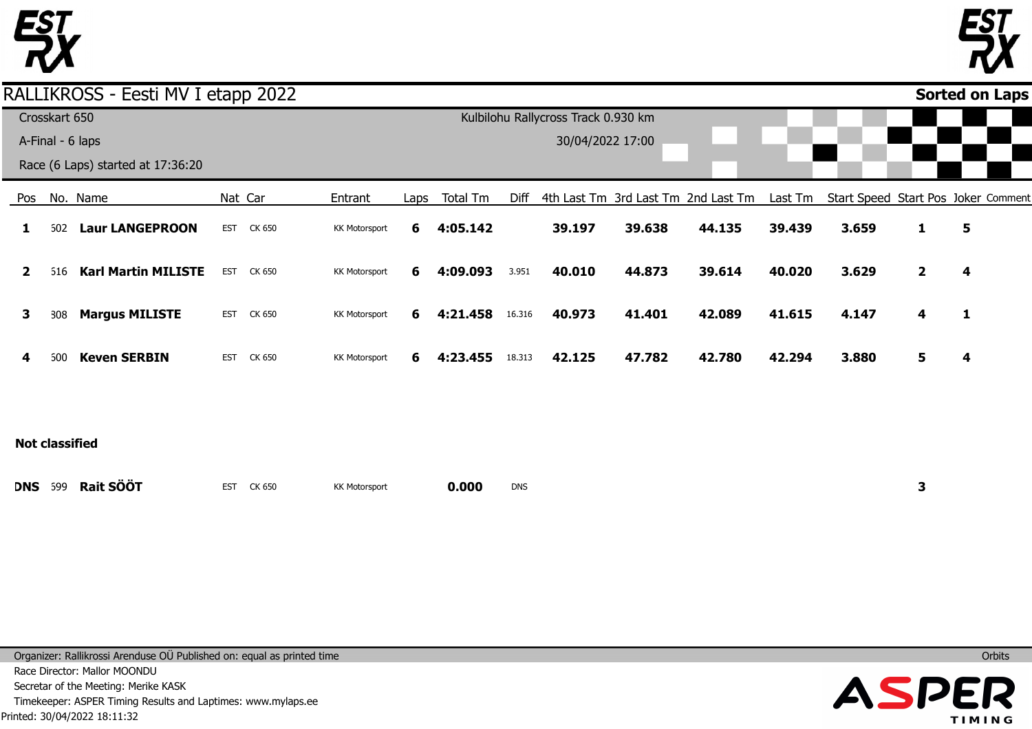# RALLIKROSS - Eesti MV I etapp 2022

**Sorted on Laps**

Crosskart 650

A-Final - 6 laps

Race (6 Laps) started at 17:36:20

Kulbilohu Rallycross Track 0.930 km

30/04/2022 17:00

| Pos | No. | Name | Nat | Car | Entrant | Laps | Total Tm | Diff | 4th Last Tm | 3rd Last Tm | 2nd Last Tm | Last Tm | Start Speed | Start Pos | Joker | Comment |
|---|---|---|---|---|---|---|---|---|---|---|---|---|---|---|---|---|
| **1** | 502 | **Laur LANGEPROON** | EST | CK 650 | KK Motorsport | **6** | **4:05.142** | | **39.197** | **39.638** | **44.135** | **39.439** | **3.659** | **1** | **5** | |
| **2** | 516 | **Karl Martin MILISTE** | EST | CK 650 | KK Motorsport | **6** | **4:09.093** | 3.951 | **40.010** | **44.873** | **39.614** | **40.020** | **3.629** | **2** | **4** | |
| **3** | 308 | **Margus MILISTE** | EST | CK 650 | KK Motorsport | **6** | **4:21.458** | 16.316 | **40.973** | **41.401** | **42.089** | **41.615** | **4.147** | **4** | **1** | |
| **4** | 500 | **Keven SERBIN** | EST | CK 650 | KK Motorsport | **6** | **4:23.455** | 18.313 | **42.125** | **47.782** | **42.780** | **42.294** | **3.880** | **5** | **4** | |

**Not classified**

| Pos | No. | Name | Nat | Car | Entrant | Laps | Total Tm | Diff | 4th Last Tm | 3rd Last Tm | 2nd Last Tm | Last Tm | Start Speed | Start Pos | Joker | Comment |
|---|---|---|---|---|---|---|---|---|---|---|---|---|---|---|---|---|
| **DNS** | 599 | **Rait SÖÖT** | EST | CK 650 | KK Motorsport | | **0.000** | DNS | | | | | | **3** | | |

Organizer: Rallikrossi Arenduse OÜ Published on: equal as printed time

Race Director: Mallor MOONDU

Secretar of the Meeting: Merike KASK

Timekeeper: ASPER Timing Results and Laptimes: www.mylaps.ee

Printed: 30/04/2022 18:11:32

Orbits